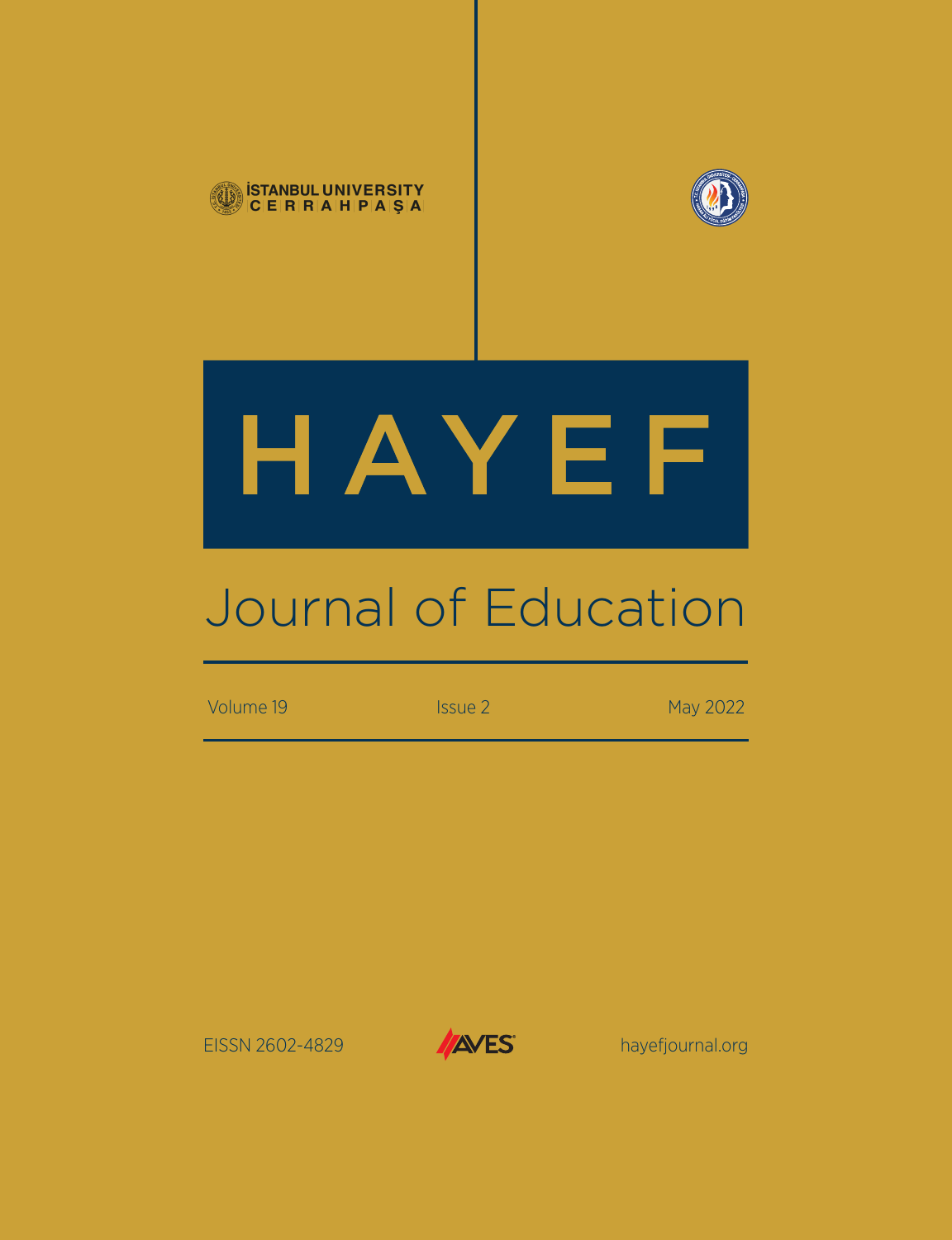İSTANBUL UNIVERSITY
CERRAHPAŞA

# HAYEF

## Journal of Education

Volume 19 Issue 2 May 2022

EISSN 2602-4829

AVES

hayefjournal.org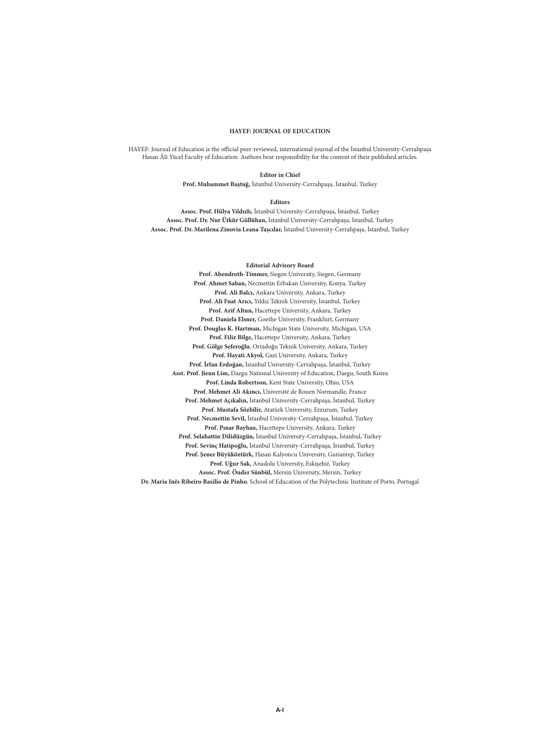**HAYEF: JOURNAL OF EDUCATION**

HAYEF: Journal of Education is the official peer-reviewed, international journal of the İstanbul University-Cerrahpaşa Hasan Âli Yücel Faculty of Education. Authors bear responsibility for the content of their published articles.

**Editor in Chief**

**Prof. Muhammet Baştuğ,** İstanbul University-Cerrahpaşa, İstanbul, Turkey

**Editors**

**Assoc. Prof. Hülya Yıldızlı,** İstanbul University-Cerrahpaşa, İstanbul, Turkey
**Assoc. Prof. Dr. Nur Ütkür Güllühan,** İstanbul University-Cerrahpaşa, İstanbul, Turkey
**Assoc. Prof. Dr. Marilena Zinovia Leana Taşcılar,** İstanbul University-Cerrahpaşa, İstanbul, Turkey

**Editorial Advisory Board**

**Prof. Abendroth-Timmer,** Siegen University, Siegen, Germany
**Prof. Ahmet Saban,** Necmettin Erbakan University, Konya, Turkey
**Prof. Ali Balcı,** Ankara University, Ankara, Turkey
**Prof. Ali Fuat Arıcı,** Yıldız Teknik University, İstanbul, Turkey
**Prof. Arif Altun,** Hacettepe University, Ankara, Turkey
**Prof. Daniela Elsner,** Goethe University, Frankfurt, Germany
**Prof. Douglas K. Hartman,** Michigan State University, Michigan, USA
**Prof. Filiz Bilge,** Hacettepe University, Ankara, Turkey
**Prof. Gölge Seferoğlu**, Ortadoğu Teknik University, Ankara, Turkey
**Prof. Hayati Akyol,** Gazi University, Ankara, Turkey
**Prof. İrfan Erdoğan,** İstanbul University-Cerrahpaşa, İstanbul, Turkey
**Asst. Prof. Jieun Lim,** Daegu National University of Education, Daegu, South Korea
**Prof. Linda Robertson,** Kent State University, Ohio, USA
**Prof. Mehmet Ali Akıncı,** Université de Rouen Normandie, France
**Prof. Mehmet Açıkalın,** İstanbul University-Cerrahpaşa, İstanbul, Turkey
**Prof. Mustafa Sözbilir,** Atatürk University, Erzurum, Turkey
**Prof. Necmettin Sevil,** İstanbul University-Cerrahpaşa, İstanbul, Turkey
**Prof. Pınar Bayhan,** Hacettepe University, Ankara, Turkey
**Prof. Selahattin Dilidüzgün,** İstanbul University-Cerrahpaşa, İstanbul, Turkey
**Prof. Sevinç Hatipoğlu,** İstanbul University-Cerrahpaşa, İstanbul, Turkey
**Prof. Şener Büyüköztürk,** Hasan Kalyoncu University, Gaziantep, Turkey
**Prof. Uğur Sak,** Anadolu University, Eskişehir, Turkey
**Assoc. Prof. Önder Sünbül,** Mersin University, Mersin, Turkey
**Dr. Maria Inês Ribeiro Basílio de Pinho**, School of Education of the Polytechnic Institute of Porto, Portugal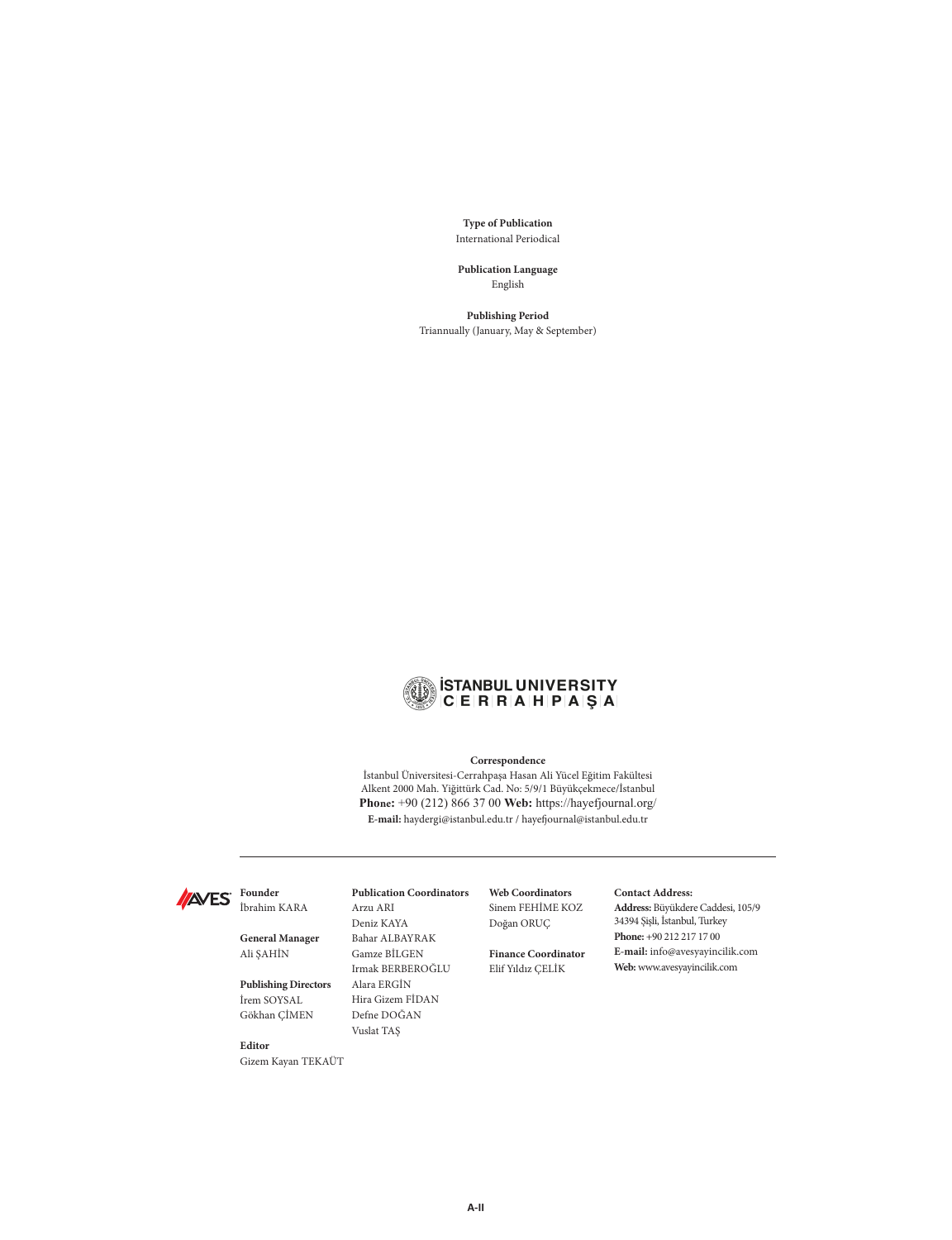**Type of Publication**
International Periodical

**Publication Language**
English

**Publishing Period**
Triannually (January, May & September)

İSTANBUL UNIVERSITY
CERRAHPAŞA

**Correspondence**
İstanbul Üniversitesi-Cerrahpaşa Hasan Ali Yücel Eğitim Fakültesi
Alkent 2000 Mah. Yiğittürk Cad. No: 5/9/1 Büyükçekmece/İstanbul
**Phone:** +90 (212) 866 37 00 **Web:** https://hayefjournal.org/
**E-mail:** haydergi@istanbul.edu.tr / hayefjournal@istanbul.edu.tr

---

AVES

**Founder**
İbrahim KARA

**General Manager**
Ali ŞAHİN

**Publishing Directors**
İrem SOYSAL
Gökhan ÇİMEN

**Editor**
Gizem Kayan TEKAÜT

**Publication Coordinators**
Arzu ARI
Deniz KAYA
Bahar ALBAYRAK
Gamze BİLGEN
Irmak BERBEROĞLU
Alara ERGİN
Hira Gizem FİDAN
Defne DOĞAN
Vuslat TAŞ

**Web Coordinators**
Sinem FEHİME KOZ
Doğan ORUÇ

**Finance Coordinator**
Elif Yıldız ÇELİK

**Contact Address:**
**Address:** Büyükdere Caddesi, 105/9
34394 Şişli, İstanbul, Turkey
**Phone:** +90 212 217 17 00
**E-mail:** info@avesyayincilik.com
**Web:** www.avesyayincilik.com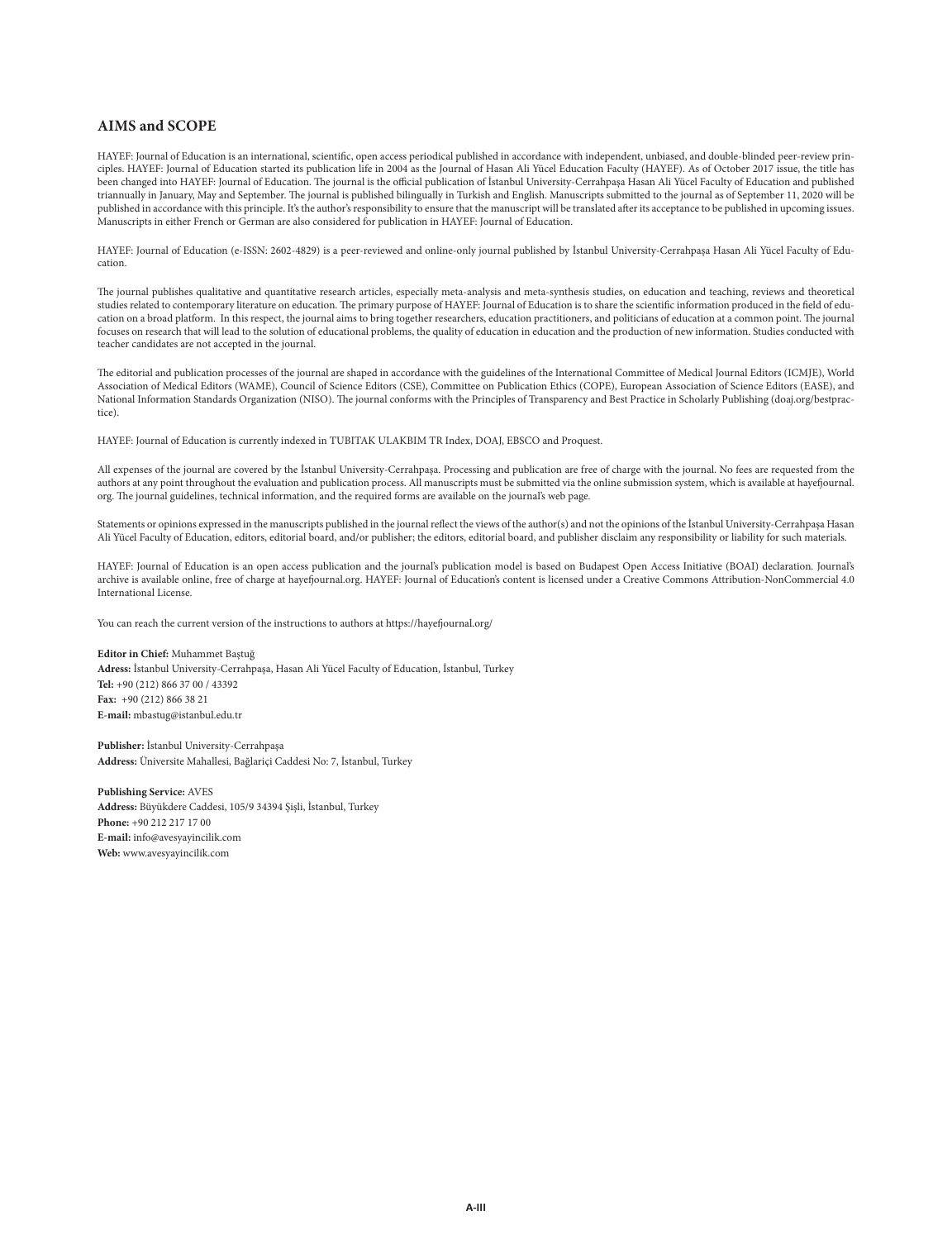## AIMS and SCOPE

HAYEF: Journal of Education is an international, scientific, open access periodical published in accordance with independent, unbiased, and double-blinded peer-review principles. HAYEF: Journal of Education started its publication life in 2004 as the Journal of Hasan Ali Yücel Education Faculty (HAYEF). As of October 2017 issue, the title has been changed into HAYEF: Journal of Education. The journal is the official publication of İstanbul University-Cerrahpaşa Hasan Ali Yücel Faculty of Education and published triannually in January, May and September. The journal is published bilingually in Turkish and English. Manuscripts submitted to the journal as of September 11, 2020 will be published in accordance with this principle. It's the author's responsibility to ensure that the manuscript will be translated after its acceptance to be published in upcoming issues. Manuscripts in either French or German are also considered for publication in HAYEF: Journal of Education.

HAYEF: Journal of Education (e-ISSN: 2602-4829) is a peer-reviewed and online-only journal published by İstanbul University-Cerrahpaşa Hasan Ali Yücel Faculty of Education.

The journal publishes qualitative and quantitative research articles, especially meta-analysis and meta-synthesis studies, on education and teaching, reviews and theoretical studies related to contemporary literature on education. The primary purpose of HAYEF: Journal of Education is to share the scientific information produced in the field of education on a broad platform. In this respect, the journal aims to bring together researchers, education practitioners, and politicians of education at a common point. The journal focuses on research that will lead to the solution of educational problems, the quality of education in education and the production of new information. Studies conducted with teacher candidates are not accepted in the journal.

The editorial and publication processes of the journal are shaped in accordance with the guidelines of the International Committee of Medical Journal Editors (ICMJE), World Association of Medical Editors (WAME), Council of Science Editors (CSE), Committee on Publication Ethics (COPE), European Association of Science Editors (EASE), and National Information Standards Organization (NISO). The journal conforms with the Principles of Transparency and Best Practice in Scholarly Publishing (doaj.org/bestpractice).

HAYEF: Journal of Education is currently indexed in TUBITAK ULAKBIM TR Index, DOAJ, EBSCO and Proquest.

All expenses of the journal are covered by the İstanbul University-Cerrahpaşa. Processing and publication are free of charge with the journal. No fees are requested from the authors at any point throughout the evaluation and publication process. All manuscripts must be submitted via the online submission system, which is available at hayefjournal.org. The journal guidelines, technical information, and the required forms are available on the journal's web page.

Statements or opinions expressed in the manuscripts published in the journal reflect the views of the author(s) and not the opinions of the İstanbul University-Cerrahpaşa Hasan Ali Yücel Faculty of Education, editors, editorial board, and/or publisher; the editors, editorial board, and publisher disclaim any responsibility or liability for such materials.

HAYEF: Journal of Education is an open access publication and the journal's publication model is based on Budapest Open Access Initiative (BOAI) declaration. Journal's archive is available online, free of charge at hayefjournal.org. HAYEF: Journal of Education's content is licensed under a Creative Commons Attribution-NonCommercial 4.0 International License.

You can reach the current version of the instructions to authors at https://hayefjournal.org/

**Editor in Chief:** Muhammet Baştuğ
**Adress:** İstanbul University-Cerrahpaşa, Hasan Ali Yücel Faculty of Education, İstanbul, Turkey
**Tel:** +90 (212) 866 37 00 / 43392
**Fax:** +90 (212) 866 38 21
**E-mail:** mbastug@istanbul.edu.tr

**Publisher:** İstanbul University-Cerrahpaşa
**Address:** Üniversite Mahallesi, Bağlariçi Caddesi No: 7, İstanbul, Turkey

**Publishing Service:** AVES
**Address:** Büyükdere Caddesi, 105/9 34394 Şişli, İstanbul, Turkey
**Phone:** +90 212 217 17 00
**E-mail:** info@avesyayincilik.com
**Web:** www.avesyayincilik.com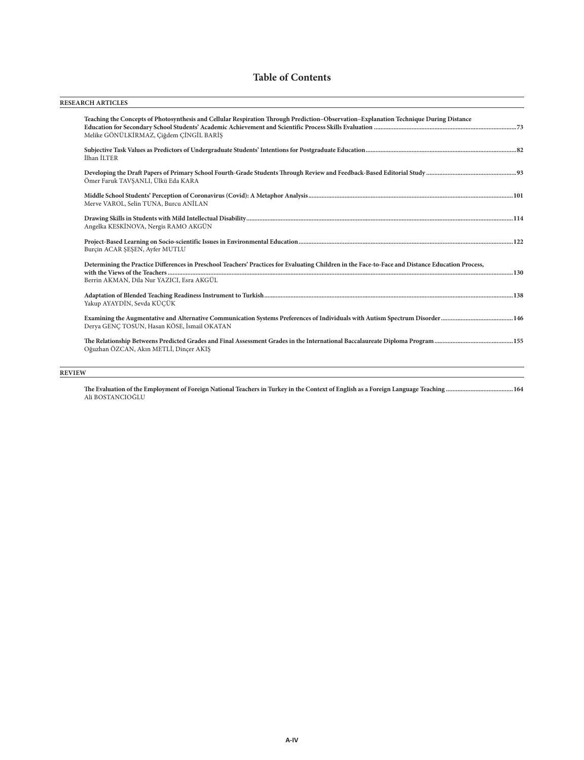# Table of Contents

## RESEARCH ARTICLES

**Teaching the Concepts of Photosynthesis and Cellular Respiration Through Prediction–Observation–Explanation Technique During Distance Education for Secondary School Students' Academic Achievement and Scientific Process Skills Evaluation** ....... 73
Melike GÖNÜLKİRMAZ, Çiğdem ÇİNGİL BARİŞ

**Subjective Task Values as Predictors of Undergraduate Students' Intentions for Postgraduate Education** ....... 82
İlhan İLTER

**Developing the Draft Papers of Primary School Fourth-Grade Students Through Review and Feedback-Based Editorial Study** ....... 93
Ömer Faruk TAVŞANLI, Ülkü Eda KARA

**Middle School Students' Perception of Coronavirus (Covid): A Metaphor Analysis** ....... 101
Merve VAROL, Selin TUNA, Burcu ANİLAN

**Drawing Skills in Students with Mild Intellectual Disability** ....... 114
Angelka KESKİNOVA, Nergis RAMO AKGÜN

**Project-Based Learning on Socio-scientific Issues in Environmental Education** ....... 122
Burçin ACAR ŞEŞEN, Ayfer MUTLU

**Determining the Practice Differences in Preschool Teachers' Practices for Evaluating Children in the Face-to-Face and Distance Education Process, with the Views of the Teachers** ....... 130
Berrin AKMAN, Dila Nur YAZICI, Esra AKGÜL

**Adaptation of Blended Teaching Readiness Instrument to Turkish** ....... 138
Yakup AYAYDİN, Sevda KÜÇÜK

**Examining the Augmentative and Alternative Communication Systems Preferences of Individuals with Autism Spectrum Disorder** ....... 146
Derya GENÇ TOSUN, Hasan KÖSE, İsmail OKATAN

**The Relationship Betweens Predicted Grades and Final Assessment Grades in the International Baccalaureate Diploma Program** ....... 155
Oğuzhan ÖZCAN, Akın METLİ, Dinçer AKIŞ

## REVIEW

**The Evaluation of the Employment of Foreign National Teachers in Turkey in the Context of English as a Foreign Language Teaching** ....... 164
Ali BOSTANCIOĞLU